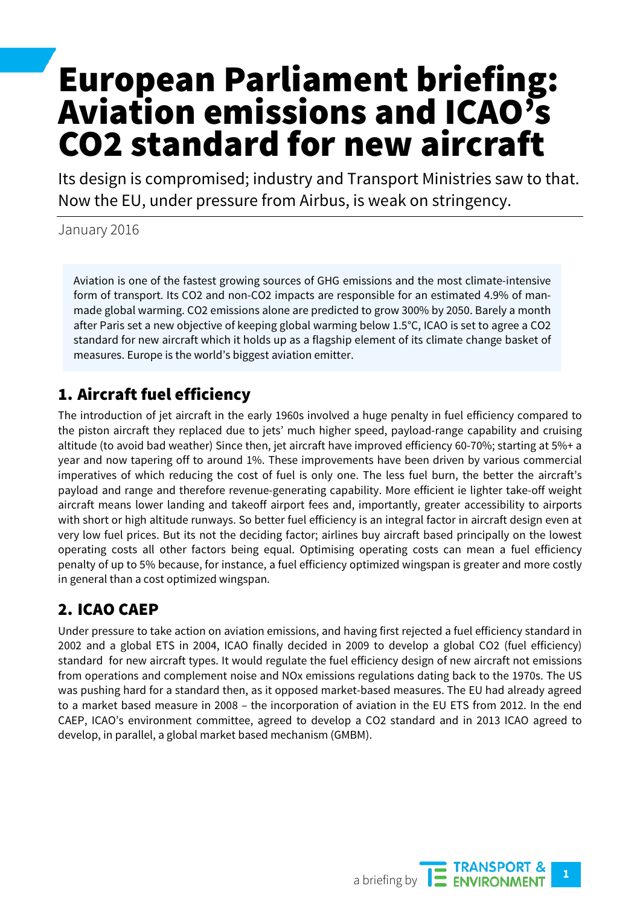# European Parliament briefing: Aviation emissions and ICAO's CO2 standard for new aircraft

Its design is compromised; industry and Transport Ministries saw to that. Now the EU, under pressure from Airbus, is weak on stringency.

January 2016

Aviation is one of the fastest growing sources of GHG emissions and the most climate-intensive form of transport. Its CO2 and non-CO2 impacts are responsible for an estimated 4.9% of man-made global warming. CO2 emissions alone are predicted to grow 300% by 2050. Barely a month after Paris set a new objective of keeping global warming below 1.5°C, ICAO is set to agree a CO2 standard for new aircraft which it holds up as a flagship element of its climate change basket of measures. Europe is the world's biggest aviation emitter.

## 1. Aircraft fuel efficiency

The introduction of jet aircraft in the early 1960s involved a huge penalty in fuel efficiency compared to the piston aircraft they replaced due to jets' much higher speed, payload-range capability and cruising altitude (to avoid bad weather) Since then, jet aircraft have improved efficiency 60-70%; starting at 5%+ a year and now tapering off to around 1%. These improvements have been driven by various commercial imperatives of which reducing the cost of fuel is only one. The less fuel burn, the better the aircraft's payload and range and therefore revenue-generating capability. More efficient ie lighter take-off weight aircraft means lower landing and takeoff airport fees and, importantly, greater accessibility to airports with short or high altitude runways. So better fuel efficiency is an integral factor in aircraft design even at very low fuel prices. But its not the deciding factor; airlines buy aircraft based principally on the lowest operating costs all other factors being equal. Optimising operating costs can mean a fuel efficiency penalty of up to 5% because, for instance, a fuel efficiency optimized wingspan is greater and more costly in general than a cost optimized wingspan.

## 2. ICAO CAEP

Under pressure to take action on aviation emissions, and having first rejected a fuel efficiency standard in 2002 and a global ETS in 2004, ICAO finally decided in 2009 to develop a global CO2 (fuel efficiency) standard for new aircraft types. It would regulate the fuel efficiency design of new aircraft not emissions from operations and complement noise and NOx emissions regulations dating back to the 1970s. The US was pushing hard for a standard then, as it opposed market-based measures. The EU had already agreed to a market based measure in 2008 – the incorporation of aviation in the EU ETS from 2012. In the end CAEP, ICAO's environment committee, agreed to develop a CO2 standard and in 2013 ICAO agreed to develop, in parallel, a global market based mechanism (GMBM).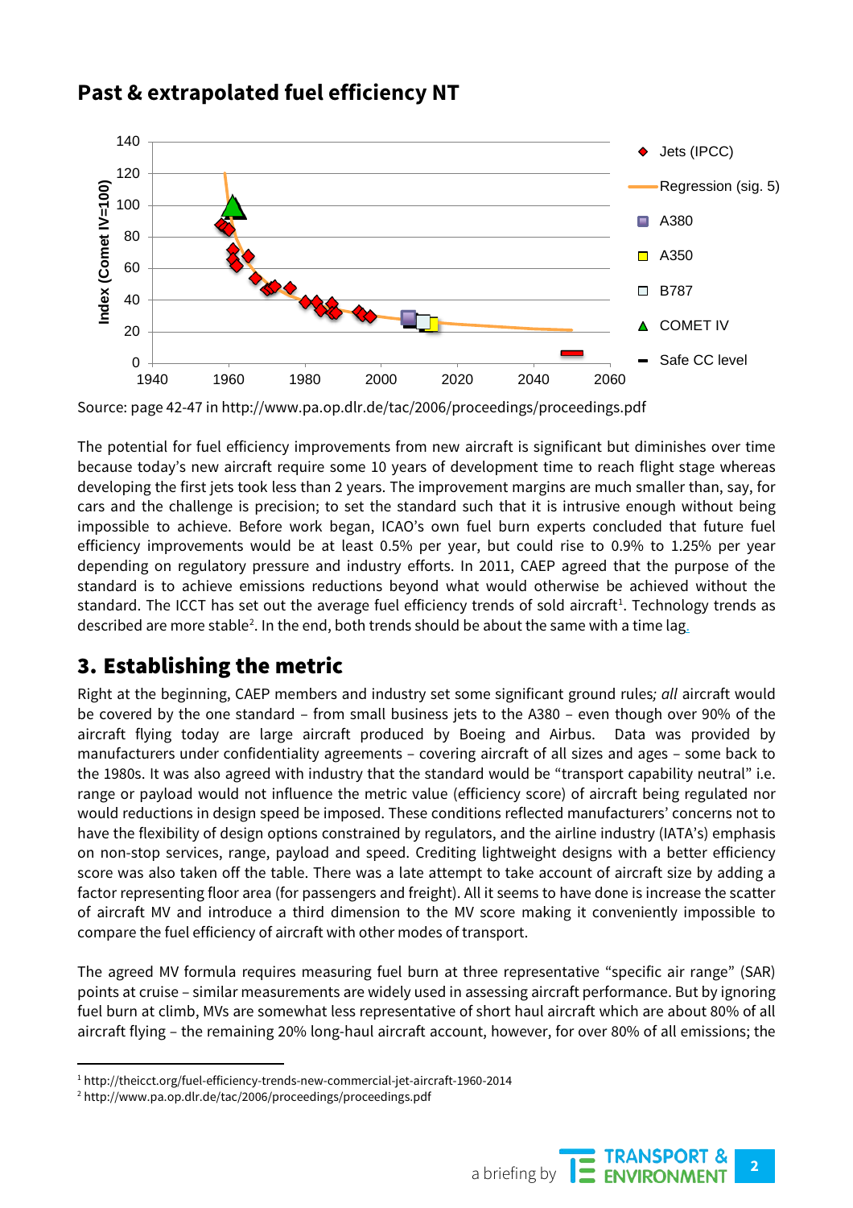## Past & extrapolated fuel efficiency NT

Source: page 42-47 in http://www.pa.op.dlr.de/tac/2006/proceedings/proceedings.pdf

The potential for fuel efficiency improvements from new aircraft is significant but diminishes over time because today's new aircraft require some 10 years of development time to reach flight stage whereas developing the first jets took less than 2 years. The improvement margins are much smaller than, say, for cars and the challenge is precision; to set the standard such that it is intrusive enough without being impossible to achieve. Before work began, ICAO's own fuel burn experts concluded that future fuel efficiency improvements would be at least 0.5% per year, but could rise to 0.9% to 1.25% per year depending on regulatory pressure and industry efforts. In 2011, CAEP agreed that the purpose of the standard is to achieve emissions reductions beyond what would otherwise be achieved without the standard. The ICCT has set out the average fuel efficiency trends of sold aircraft[1]. Technology trends as described are more stable[2]. In the end, both trends should be about the same with a time lag.

## 3. Establishing the metric

Right at the beginning, CAEP members and industry set some significant ground rules; *all* aircraft would be covered by the one standard – from small business jets to the A380 – even though over 90% of the aircraft flying today are large aircraft produced by Boeing and Airbus. Data was provided by manufacturers under confidentiality agreements – covering aircraft of all sizes and ages – some back to the 1980s. It was also agreed with industry that the standard would be "transport capability neutral" i.e. range or payload would not influence the metric value (efficiency score) of aircraft being regulated nor would reductions in design speed be imposed. These conditions reflected manufacturers' concerns not to have the flexibility of design options constrained by regulators, and the airline industry (IATA's) emphasis on non-stop services, range, payload and speed. Crediting lightweight designs with a better efficiency score was also taken off the table. There was a late attempt to take account of aircraft size by adding a factor representing floor area (for passengers and freight). All it seems to have done is increase the scatter of aircraft MV and introduce a third dimension to the MV score making it conveniently impossible to compare the fuel efficiency of aircraft with other modes of transport.

The agreed MV formula requires measuring fuel burn at three representative "specific air range" (SAR) points at cruise – similar measurements are widely used in assessing aircraft performance. But by ignoring fuel burn at climb, MVs are somewhat less representative of short haul aircraft which are about 80% of all aircraft flying – the remaining 20% long-haul aircraft account, however, for over 80% of all emissions; the

[1] http://theicct.org/fuel-efficiency-trends-new-commercial-jet-aircraft-1960-2014

[2] http://www.pa.op.dlr.de/tac/2006/proceedings/proceedings.pdf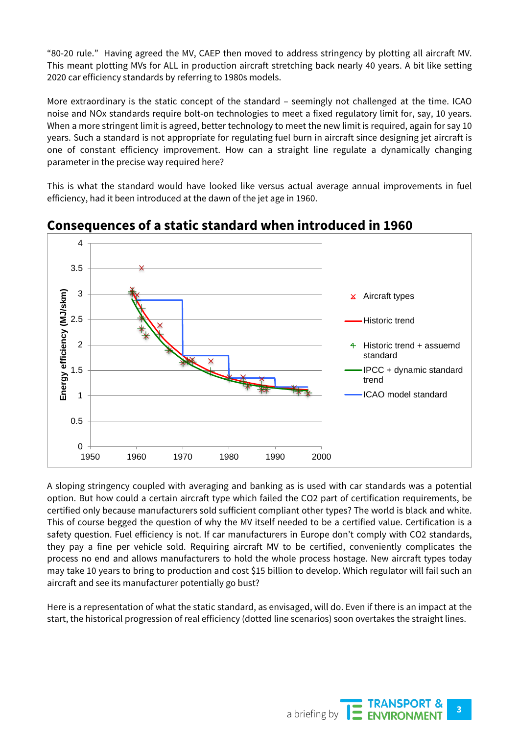"80-20 rule." Having agreed the MV, CAEP then moved to address stringency by plotting all aircraft MV. This meant plotting MVs for ALL in production aircraft stretching back nearly 40 years. A bit like setting 2020 car efficiency standards by referring to 1980s models.

More extraordinary is the static concept of the standard – seemingly not challenged at the time. ICAO noise and NOx standards require bolt-on technologies to meet a fixed regulatory limit for, say, 10 years. When a more stringent limit is agreed, better technology to meet the new limit is required, again for say 10 years. Such a standard is not appropriate for regulating fuel burn in aircraft since designing jet aircraft is one of constant efficiency improvement. How can a straight line regulate a dynamically changing parameter in the precise way required here?

This is what the standard would have looked like versus actual average annual improvements in fuel efficiency, had it been introduced at the dawn of the jet age in 1960.

## Consequences of a static standard when introduced in 1960

A sloping stringency coupled with averaging and banking as is used with car standards was a potential option. But how could a certain aircraft type which failed the CO2 part of certification requirements, be certified only because manufacturers sold sufficient compliant other types? The world is black and white. This of course begged the question of why the MV itself needed to be a certified value. Certification is a safety question. Fuel efficiency is not. If car manufacturers in Europe don't comply with CO2 standards, they pay a fine per vehicle sold. Requiring aircraft MV to be certified, conveniently complicates the process no end and allows manufacturers to hold the whole process hostage. New aircraft types today may take 10 years to bring to production and cost $15 billion to develop. Which regulator will fail such an aircraft and see its manufacturer potentially go bust?

Here is a representation of what the static standard, as envisaged, will do. Even if there is an impact at the start, the historical progression of real efficiency (dotted line scenarios) soon overtakes the straight lines.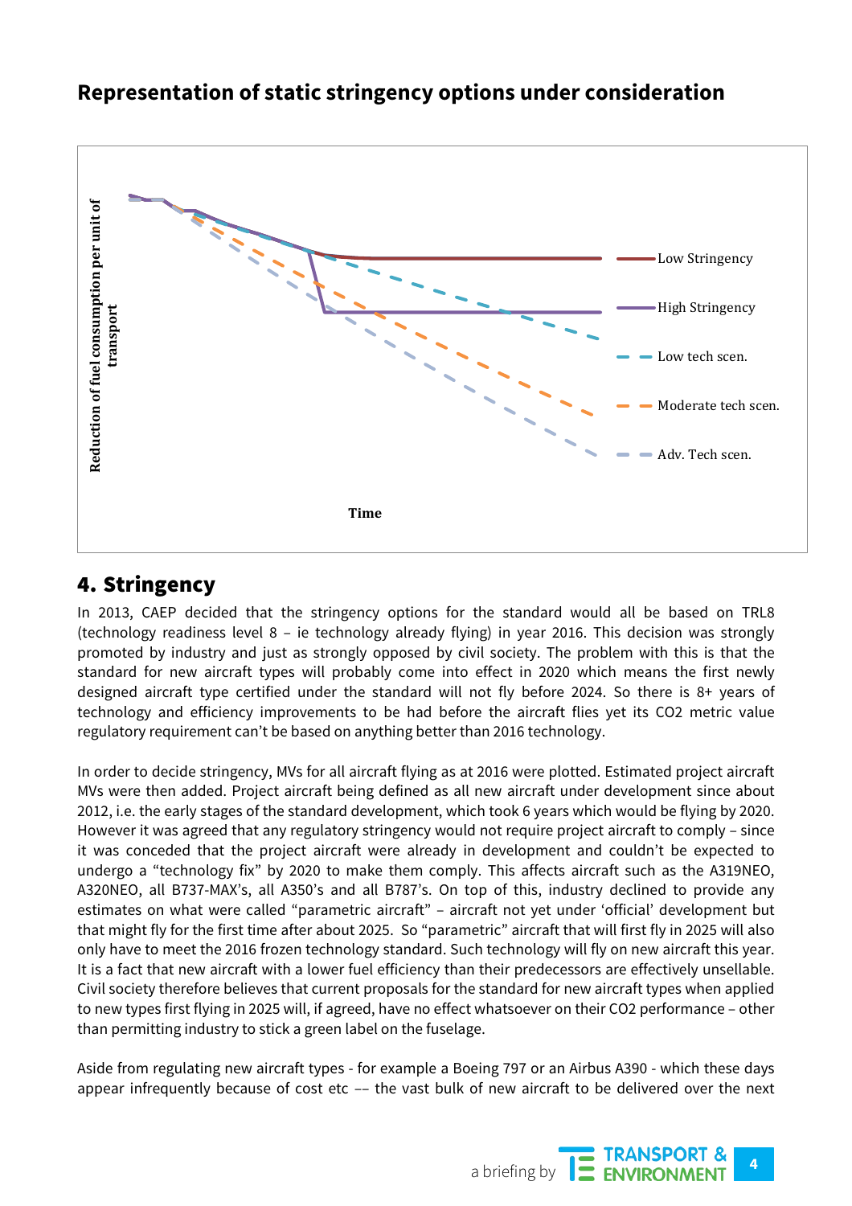## Representation of static stringency options under consideration

Reduction of fuel consumption per unit of transport

Low Stringency

High Stringency

Low tech scen.

Moderate tech scen.

Adv. Tech scen.

Time

## 4. Stringency

In 2013, CAEP decided that the stringency options for the standard would all be based on TRL8 (technology readiness level 8 – ie technology already flying) in year 2016. This decision was strongly promoted by industry and just as strongly opposed by civil society. The problem with this is that the standard for new aircraft types will probably come into effect in 2020 which means the first newly designed aircraft type certified under the standard will not fly before 2024. So there is 8+ years of technology and efficiency improvements to be had before the aircraft flies yet its CO2 metric value regulatory requirement can't be based on anything better than 2016 technology.

In order to decide stringency, MVs for all aircraft flying as at 2016 were plotted. Estimated project aircraft MVs were then added. Project aircraft being defined as all new aircraft under development since about 2012, i.e. the early stages of the standard development, which took 6 years which would be flying by 2020. However it was agreed that any regulatory stringency would not require project aircraft to comply – since it was conceded that the project aircraft were already in development and couldn't be expected to undergo a "technology fix" by 2020 to make them comply. This affects aircraft such as the A319NEO, A320NEO, all B737-MAX's, all A350's and all B787's. On top of this, industry declined to provide any estimates on what were called "parametric aircraft" – aircraft not yet under 'official' development but that might fly for the first time after about 2025. So "parametric" aircraft that will first fly in 2025 will also only have to meet the 2016 frozen technology standard. Such technology will fly on new aircraft this year. It is a fact that new aircraft with a lower fuel efficiency than their predecessors are effectively unsellable. Civil society therefore believes that current proposals for the standard for new aircraft types when applied to new types first flying in 2025 will, if agreed, have no effect whatsoever on their CO2 performance – other than permitting industry to stick a green label on the fuselage.

Aside from regulating new aircraft types - for example a Boeing 797 or an Airbus A390 - which these days appear infrequently because of cost etc –– the vast bulk of new aircraft to be delivered over the next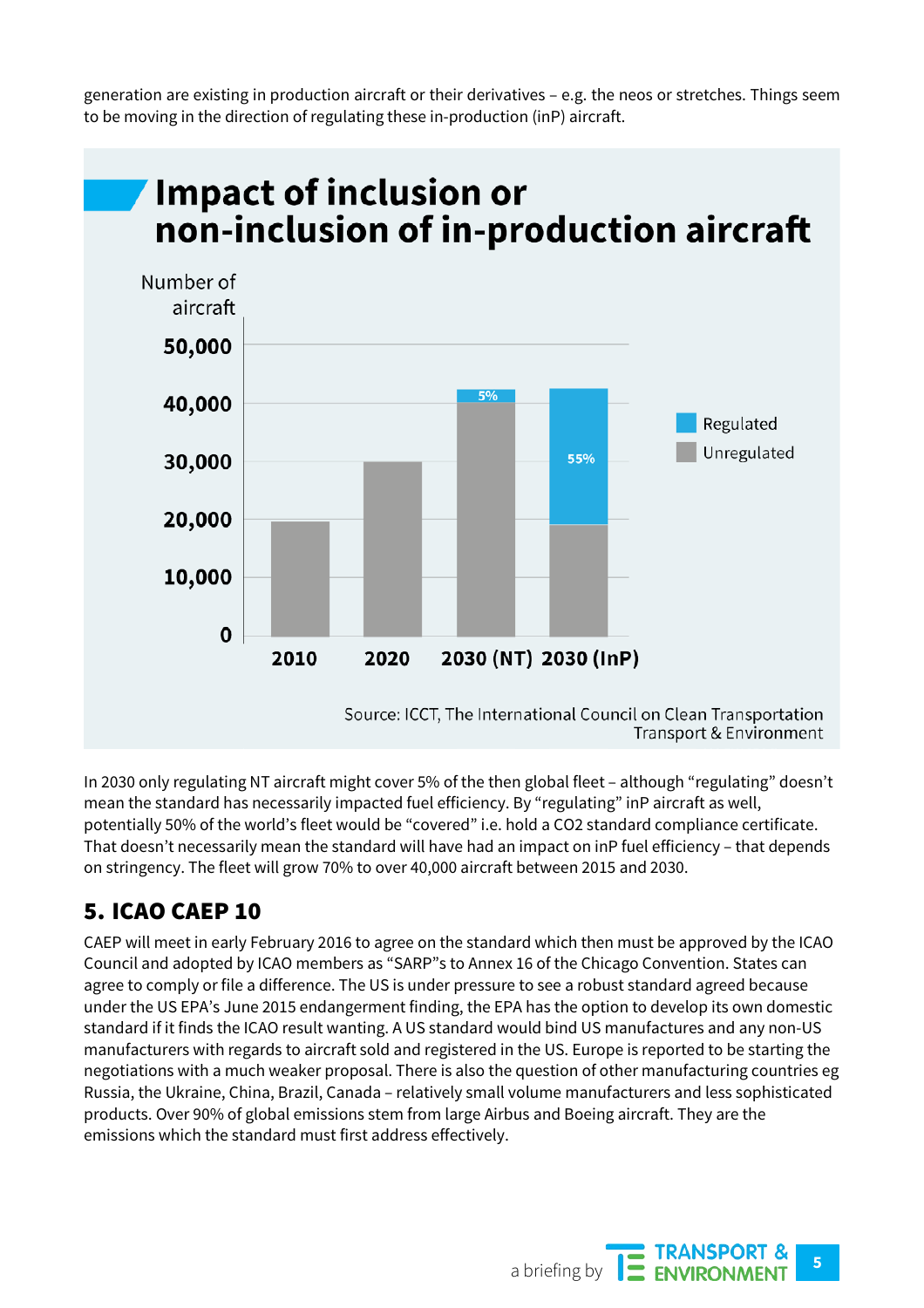generation are existing in production aircraft or their derivatives – e.g. the neos or stretches. Things seem to be moving in the direction of regulating these in-production (inP) aircraft.

## Impact of inclusion or non-inclusion of in-production aircraft

Number of aircraft

50,000
40,000
30,000
20,000
10,000
0

2010 | 2020 | 2030 (NT) | 2030 (InP)

5%

55%

Regulated
Unregulated

Source: ICCT, The International Council on Clean Transportation
Transport & Environment

In 2030 only regulating NT aircraft might cover 5% of the then global fleet – although "regulating" doesn't mean the standard has necessarily impacted fuel efficiency. By "regulating" inP aircraft as well, potentially 50% of the world's fleet would be "covered" i.e. hold a $CO_2$ standard compliance certificate. That doesn't necessarily mean the standard will have had an impact on inP fuel efficiency – that depends on stringency. The fleet will grow 70% to over 40,000 aircraft between 2015 and 2030.

## 5. ICAO CAEP 10

CAEP will meet in early February 2016 to agree on the standard which then must be approved by the ICAO Council and adopted by ICAO members as "SARP"s to Annex 16 of the Chicago Convention. States can agree to comply or file a difference. The US is under pressure to see a robust standard agreed because under the US EPA's June 2015 endangerment finding, the EPA has the option to develop its own domestic standard if it finds the ICAO result wanting. A US standard would bind US manufactures and any non-US manufacturers with regards to aircraft sold and registered in the US. Europe is reported to be starting the negotiations with a much weaker proposal. There is also the question of other manufacturing countries eg Russia, the Ukraine, China, Brazil, Canada – relatively small volume manufacturers and less sophisticated products. Over 90% of global emissions stem from large Airbus and Boeing aircraft. They are the emissions which the standard must first address effectively.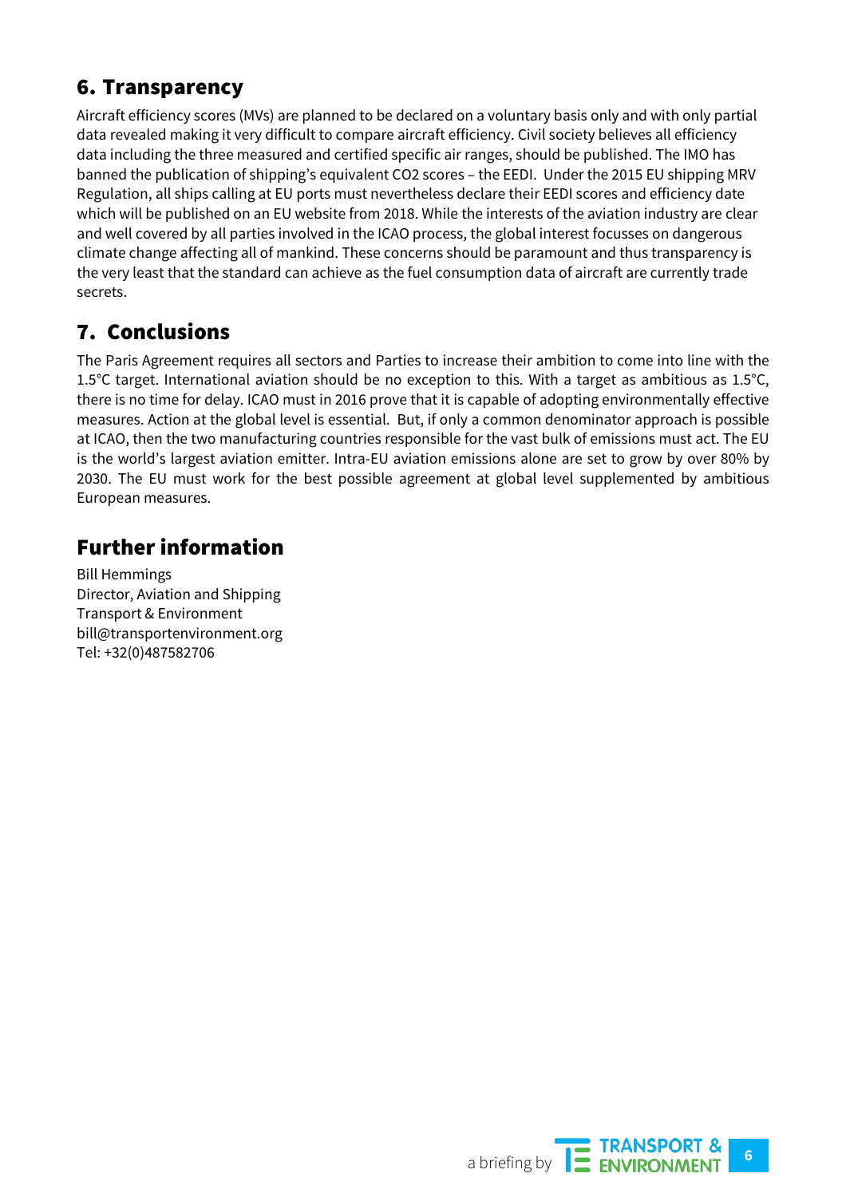## 6. Transparency

Aircraft efficiency scores (MVs) are planned to be declared on a voluntary basis only and with only partial data revealed making it very difficult to compare aircraft efficiency. Civil society believes all efficiency data including the three measured and certified specific air ranges, should be published. The IMO has banned the publication of shipping's equivalent CO2 scores – the EEDI. Under the 2015 EU shipping MRV Regulation, all ships calling at EU ports must nevertheless declare their EEDI scores and efficiency date which will be published on an EU website from 2018. While the interests of the aviation industry are clear and well covered by all parties involved in the ICAO process, the global interest focusses on dangerous climate change affecting all of mankind. These concerns should be paramount and thus transparency is the very least that the standard can achieve as the fuel consumption data of aircraft are currently trade secrets.

## 7. Conclusions

The Paris Agreement requires all sectors and Parties to increase their ambition to come into line with the 1.5°C target. International aviation should be no exception to this. With a target as ambitious as 1.5°C, there is no time for delay. ICAO must in 2016 prove that it is capable of adopting environmentally effective measures. Action at the global level is essential. But, if only a common denominator approach is possible at ICAO, then the two manufacturing countries responsible for the vast bulk of emissions must act. The EU is the world's largest aviation emitter. Intra-EU aviation emissions alone are set to grow by over 80% by 2030. The EU must work for the best possible agreement at global level supplemented by ambitious European measures.

## Further information

Bill Hemmings
Director, Aviation and Shipping
Transport & Environment
bill@transportenvironment.org
Tel: +32(0)487582706